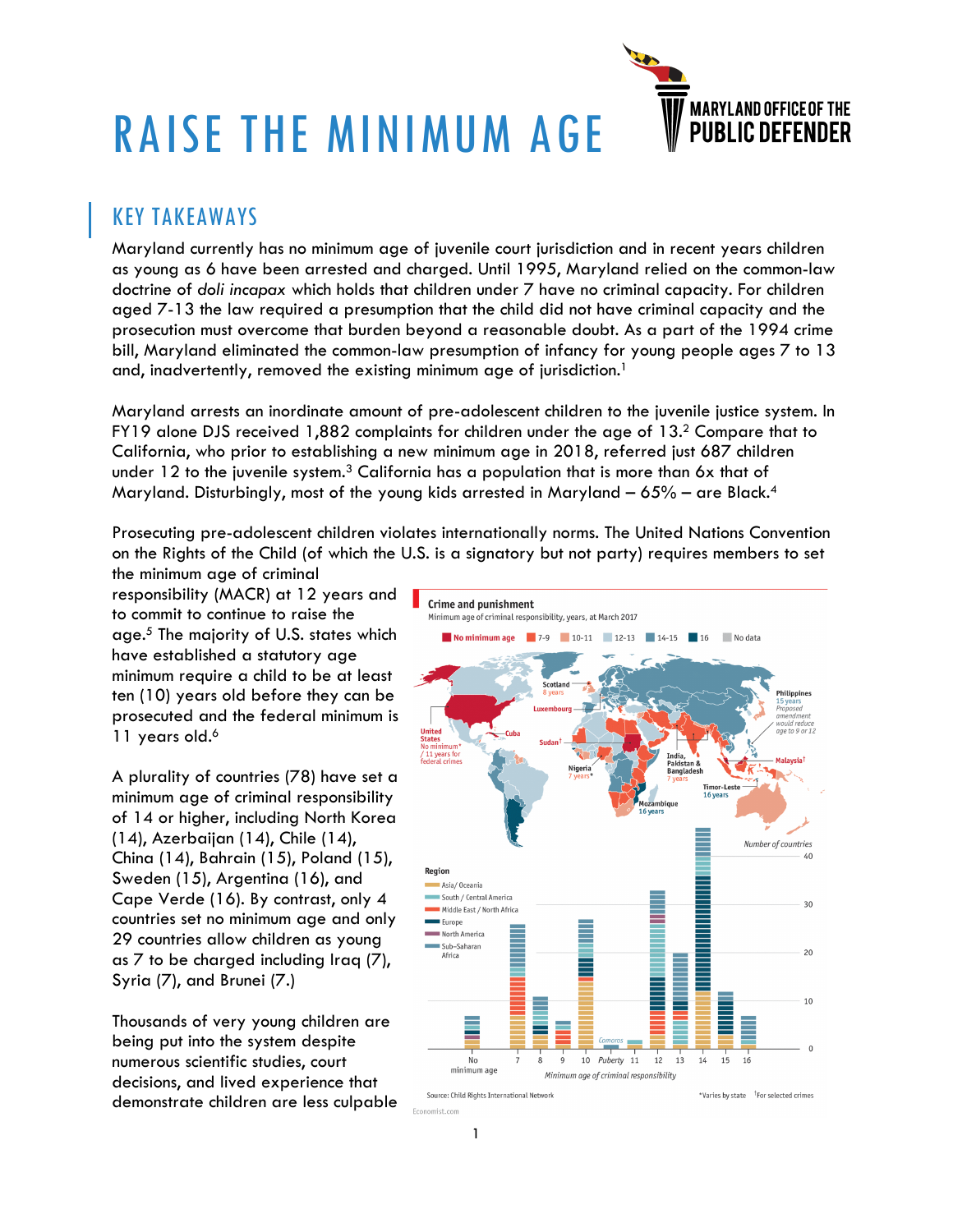# RAISE THE MINIMUM AGE

MARYLAND OFFICE OF THE PUBLIC DEFENDER

## KEY TAKEAWAYS

Maryland currently has no minimum age of juvenile court jurisdiction and in recent years children as young as 6 have been arrested and charged. Until 1995, Maryland relied on the common-law doctrine of *doli incapax* which holds that children under 7 have no criminal capacity. For children aged 7-13 the law required a presumption that the child did not have criminal capacity and the prosecution must overcome that burden beyond a reasonable doubt. As a part of the 1994 crime bill, Maryland eliminated the common-law presumption of infancy for young people ages 7 to 13 and, inadvertently, removed the existing minimum age of jurisdiction.[1]

Maryland arrests an inordinate amount of pre-adolescent children to the juvenile justice system. In FY19 alone DJS received 1,882 complaints for children under the age of 13.[2] Compare that to California, who prior to establishing a new minimum age in 2018, referred just 687 children under 12 to the juvenile system.[3] California has a population that is more than 6x that of Maryland. Disturbingly, most of the young kids arrested in Maryland – 65% – are Black.[4]

Prosecuting pre-adolescent children violates internationally norms. The United Nations Convention on the Rights of the Child (of which the U.S. is a signatory but not party) requires members to set the minimum age of criminal responsibility (MACR) at 12 years and to commit to continue to raise the age.[5] The majority of U.S. states which have established a statutory age minimum require a child to be at least ten (10) years old before they can be prosecuted and the federal minimum is 11 years old.[6]

A plurality of countries (78) have set a minimum age of criminal responsibility of 14 or higher, including North Korea (14), Azerbaijan (14), Chile (14), China (14), Bahrain (15), Poland (15), Sweden (15), Argentina (16), and Cape Verde (16). By contrast, only 4 countries set no minimum age and only 29 countries allow children as young as 7 to be charged including Iraq (7), Syria (7), and Brunei (7.)

Thousands of very young children are being put into the system despite numerous scientific studies, court decisions, and lived experience that demonstrate children are less culpable

**Crime and punishment**
Minimum age of criminal responsibility, years, at March 2017

Source: Child Rights International Network — Economist.com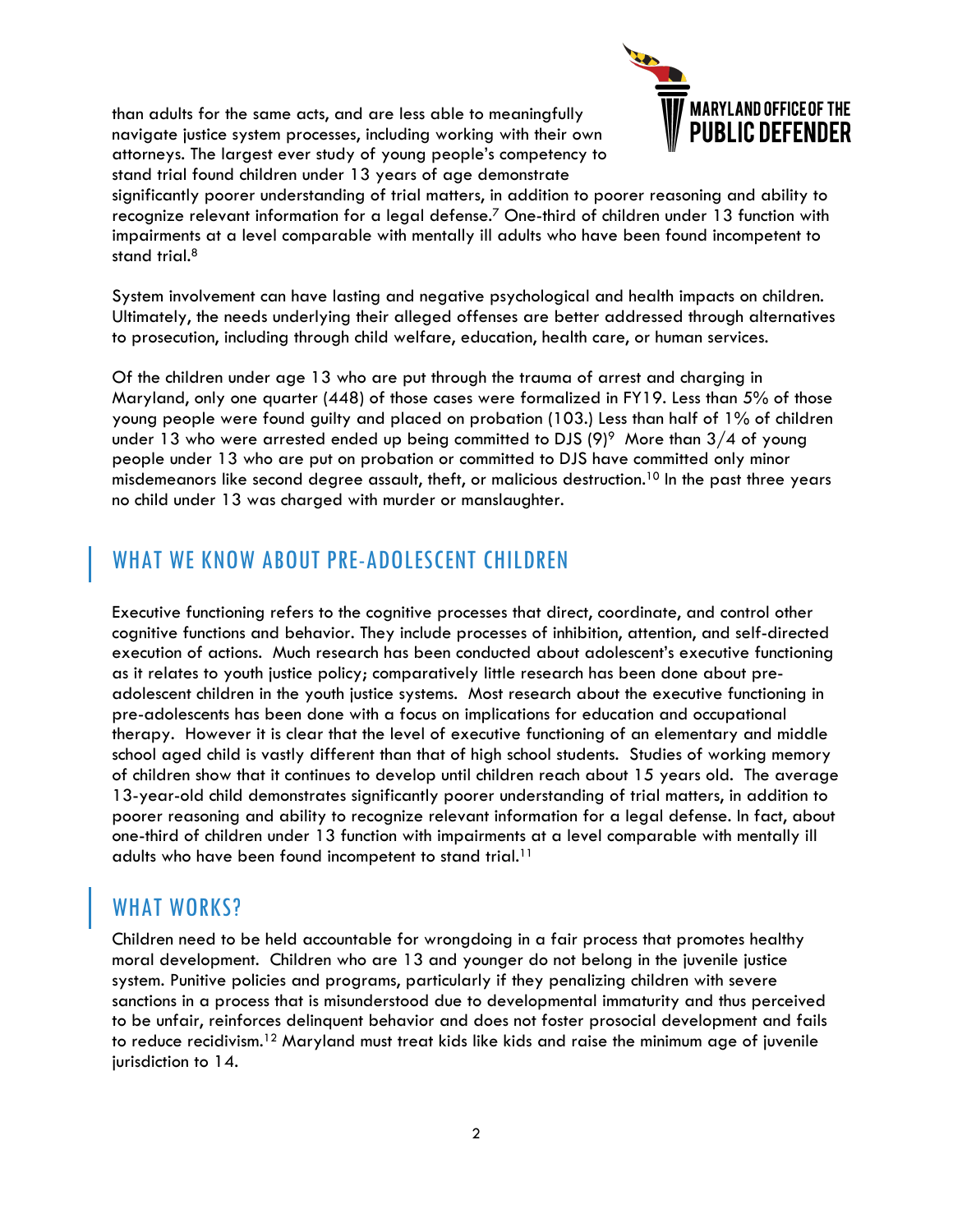than adults for the same acts, and are less able to meaningfully navigate justice system processes, including working with their own attorneys. The largest ever study of young people's competency to stand trial found children under 13 years of age demonstrate significantly poorer understanding of trial matters, in addition to poorer reasoning and ability to recognize relevant information for a legal defense.[7] One-third of children under 13 function with impairments at a level comparable with mentally ill adults who have been found incompetent to stand trial.[8]

System involvement can have lasting and negative psychological and health impacts on children. Ultimately, the needs underlying their alleged offenses are better addressed through alternatives to prosecution, including through child welfare, education, health care, or human services.

Of the children under age 13 who are put through the trauma of arrest and charging in Maryland, only one quarter (448) of those cases were formalized in FY19. Less than 5% of those young people were found guilty and placed on probation (103.) Less than half of 1% of children under 13 who were arrested ended up being committed to DJS (9)[9] More than 3/4 of young people under 13 who are put on probation or committed to DJS have committed only minor misdemeanors like second degree assault, theft, or malicious destruction.[10] In the past three years no child under 13 was charged with murder or manslaughter.

## WHAT WE KNOW ABOUT PRE-ADOLESCENT CHILDREN

Executive functioning refers to the cognitive processes that direct, coordinate, and control other cognitive functions and behavior. They include processes of inhibition, attention, and self-directed execution of actions. Much research has been conducted about adolescent's executive functioning as it relates to youth justice policy; comparatively little research has been done about pre-adolescent children in the youth justice systems. Most research about the executive functioning in pre-adolescents has been done with a focus on implications for education and occupational therapy. However it is clear that the level of executive functioning of an elementary and middle school aged child is vastly different than that of high school students. Studies of working memory of children show that it continues to develop until children reach about 15 years old. The average 13-year-old child demonstrates significantly poorer understanding of trial matters, in addition to poorer reasoning and ability to recognize relevant information for a legal defense. In fact, about one-third of children under 13 function with impairments at a level comparable with mentally ill adults who have been found incompetent to stand trial.[11]

## WHAT WORKS?

Children need to be held accountable for wrongdoing in a fair process that promotes healthy moral development. Children who are 13 and younger do not belong in the juvenile justice system. Punitive policies and programs, particularly if they penalizing children with severe sanctions in a process that is misunderstood due to developmental immaturity and thus perceived to be unfair, reinforces delinquent behavior and does not foster prosocial development and fails to reduce recidivism.[12] Maryland must treat kids like kids and raise the minimum age of juvenile jurisdiction to 14.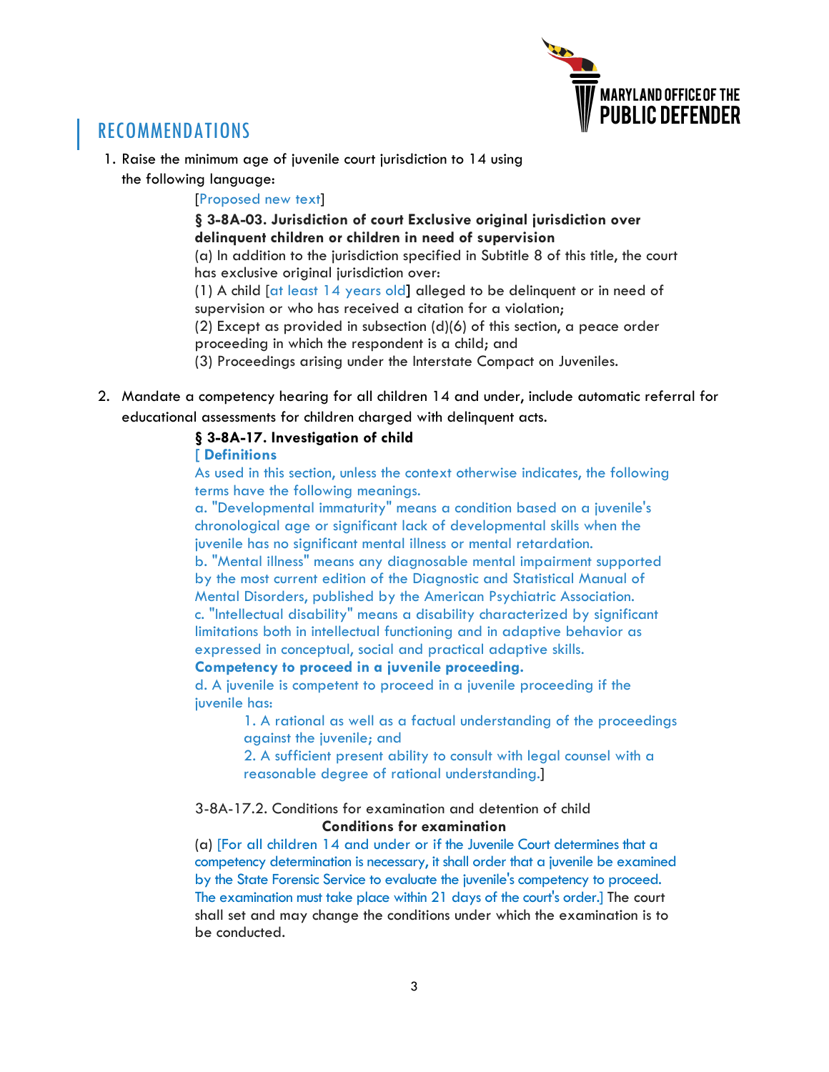## RECOMMENDATIONS

1. Raise the minimum age of juvenile court jurisdiction to 14 using the following language:

   [Proposed new text]

   **§ 3-8A-03. Jurisdiction of court Exclusive original jurisdiction over delinquent children or children in need of supervision**

   (a) In addition to the jurisdiction specified in Subtitle 8 of this title, the court has exclusive original jurisdiction over:

   (1) A child [at least 14 years old**]** alleged to be delinquent or in need of supervision or who has received a citation for a violation;

   (2) Except as provided in subsection (d)(6) of this section, a peace order proceeding in which the respondent is a child; and

   (3) Proceedings arising under the Interstate Compact on Juveniles.

2. Mandate a competency hearing for all children 14 and under, include automatic referral for educational assessments for children charged with delinquent acts.

   **§ 3-8A-17. Investigation of child**

   **[ Definitions**

   As used in this section, unless the context otherwise indicates, the following terms have the following meanings.

   a. "Developmental immaturity" means a condition based on a juvenile's chronological age or significant lack of developmental skills when the juvenile has no significant mental illness or mental retardation.

   b. "Mental illness" means any diagnosable mental impairment supported by the most current edition of the Diagnostic and Statistical Manual of Mental Disorders, published by the American Psychiatric Association.

   c. "Intellectual disability" means a disability characterized by significant limitations both in intellectual functioning and in adaptive behavior as expressed in conceptual, social and practical adaptive skills.

   **Competency to proceed in a juvenile proceeding.**

   d. A juvenile is competent to proceed in a juvenile proceeding if the juvenile has:

   1. A rational as well as a factual understanding of the proceedings against the juvenile; and
   2. A sufficient present ability to consult with legal counsel with a reasonable degree of rational understanding.]

   3-8A-17.2. Conditions for examination and detention of child

   **Conditions for examination**

   (a) [For all children 14 and under or if the Juvenile Court determines that a competency determination is necessary, it shall order that a juvenile be examined by the State Forensic Service to evaluate the juvenile's competency to proceed. The examination must take place within 21 days of the court's order.] The court shall set and may change the conditions under which the examination is to be conducted.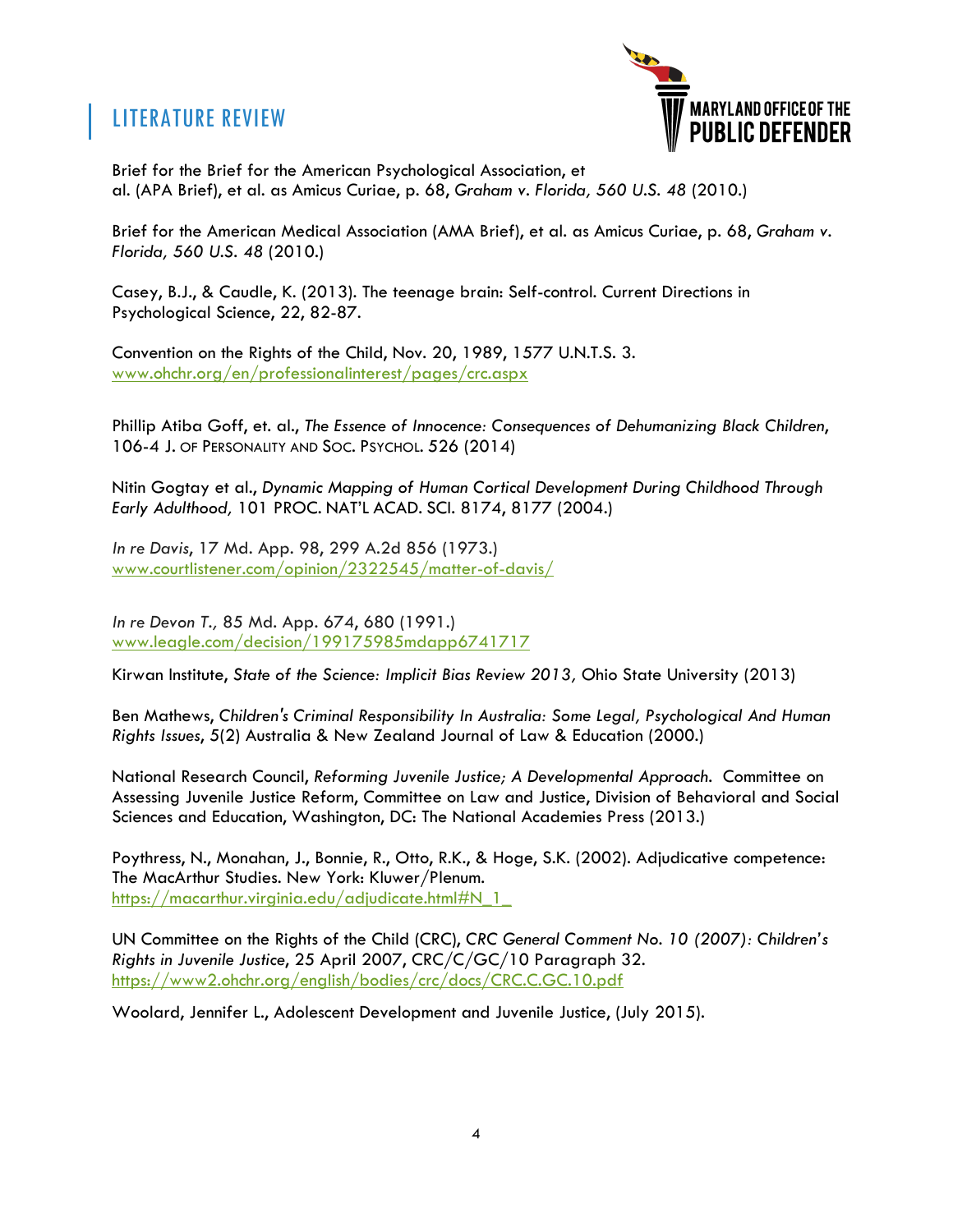## LITERATURE REVIEW

Brief for the Brief for the American Psychological Association, et al. (APA Brief), et al. as Amicus Curiae, p. 68, *Graham v. Florida, 560 U.S. 48* (2010.)

Brief for the American Medical Association (AMA Brief), et al. as Amicus Curiae, p. 68, *Graham v. Florida, 560 U.S. 48* (2010.)

Casey, B.J., & Caudle, K. (2013). The teenage brain: Self-control. Current Directions in Psychological Science, 22, 82-87.

Convention on the Rights of the Child, Nov. 20, 1989, 1577 U.N.T.S. 3. www.ohchr.org/en/professionalinterest/pages/crc.aspx

Phillip Atiba Goff, et. al., *The Essence of Innocence: Consequences of Dehumanizing Black Children*, 106-4 J. OF PERSONALITY AND SOC. PSYCHOL. 526 (2014)

Nitin Gogtay et al., *Dynamic Mapping of Human Cortical Development During Childhood Through Early Adulthood,* 101 PROC. NAT'L ACAD. SCI. 8174, 8177 (2004.)

*In re Davis*, 17 Md. App. 98, 299 A.2d 856 (1973.) www.courtlistener.com/opinion/2322545/matter-of-davis/

*In re Devon T.,* 85 Md. App. 674, 680 (1991.) www.leagle.com/decision/199175985mdapp6741717

Kirwan Institute, *State of the Science: Implicit Bias Review 2013,* Ohio State University (2013)

Ben Mathews, *Children's Criminal Responsibility In Australia: Some Legal, Psychological And Human Rights Issues*, 5(2) Australia & New Zealand Journal of Law & Education (2000.)

National Research Council, *Reforming Juvenile Justice; A Developmental Approach*. Committee on Assessing Juvenile Justice Reform, Committee on Law and Justice, Division of Behavioral and Social Sciences and Education, Washington, DC: The National Academies Press (2013.)

Poythress, N., Monahan, J., Bonnie, R., Otto, R.K., & Hoge, S.K. (2002). Adjudicative competence: The MacArthur Studies. New York: Kluwer/Plenum. https://macarthur.virginia.edu/adjudicate.html#N_1_

UN Committee on the Rights of the Child (CRC), *CRC General Comment No. 10 (2007): Children's Rights in Juvenile Justice*, 25 April 2007, CRC/C/GC/10 Paragraph 32. https://www2.ohchr.org/english/bodies/crc/docs/CRC.C.GC.10.pdf

Woolard, Jennifer L., Adolescent Development and Juvenile Justice, (July 2015).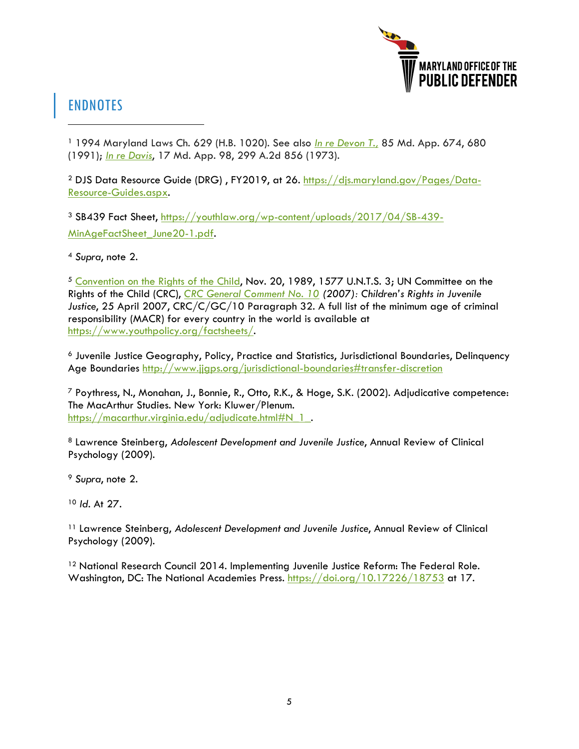## ENDNOTES

[1] 1994 Maryland Laws Ch. 629 (H.B. 1020). See also *In re Devon T.,* 85 Md. App. 674, 680 (1991); *In re Davis*, 17 Md. App. 98, 299 A.2d 856 (1973).

[2] DJS Data Resource Guide (DRG) , FY2019, at 26. https://djs.maryland.gov/Pages/Data-Resource-Guides.aspx.

[3] SB439 Fact Sheet, https://youthlaw.org/wp-content/uploads/2017/04/SB-439-MinAgeFactSheet_June20-1.pdf.

[4] *Supra*, note 2.

[5] Convention on the Rights of the Child, Nov. 20, 1989, 1577 U.N.T.S. 3; UN Committee on the Rights of the Child (CRC), *CRC General Comment No. 10 (2007): Children's Rights in Juvenile Justice*, 25 April 2007, CRC/C/GC/10 Paragraph 32. A full list of the minimum age of criminal responsibility (MACR) for every country in the world is available at https://www.youthpolicy.org/factsheets/.

[6] Juvenile Justice Geography, Policy, Practice and Statistics, Jurisdictional Boundaries, Delinquency Age Boundaries http://www.jjgps.org/jurisdictional-boundaries#transfer-discretion

[7] Poythress, N., Monahan, J., Bonnie, R., Otto, R.K., & Hoge, S.K. (2002). Adjudicative competence: The MacArthur Studies. New York: Kluwer/Plenum. https://macarthur.virginia.edu/adjudicate.html#N_1_.

[8] Lawrence Steinberg, *Adolescent Development and Juvenile Justice*, Annual Review of Clinical Psychology (2009).

[9] *Supra*, note 2.

[10] *Id*. At 27.

[11] Lawrence Steinberg, *Adolescent Development and Juvenile Justice*, Annual Review of Clinical Psychology (2009).

[12] National Research Council 2014. Implementing Juvenile Justice Reform: The Federal Role. Washington, DC: The National Academies Press. https://doi.org/10.17226/18753 at 17.